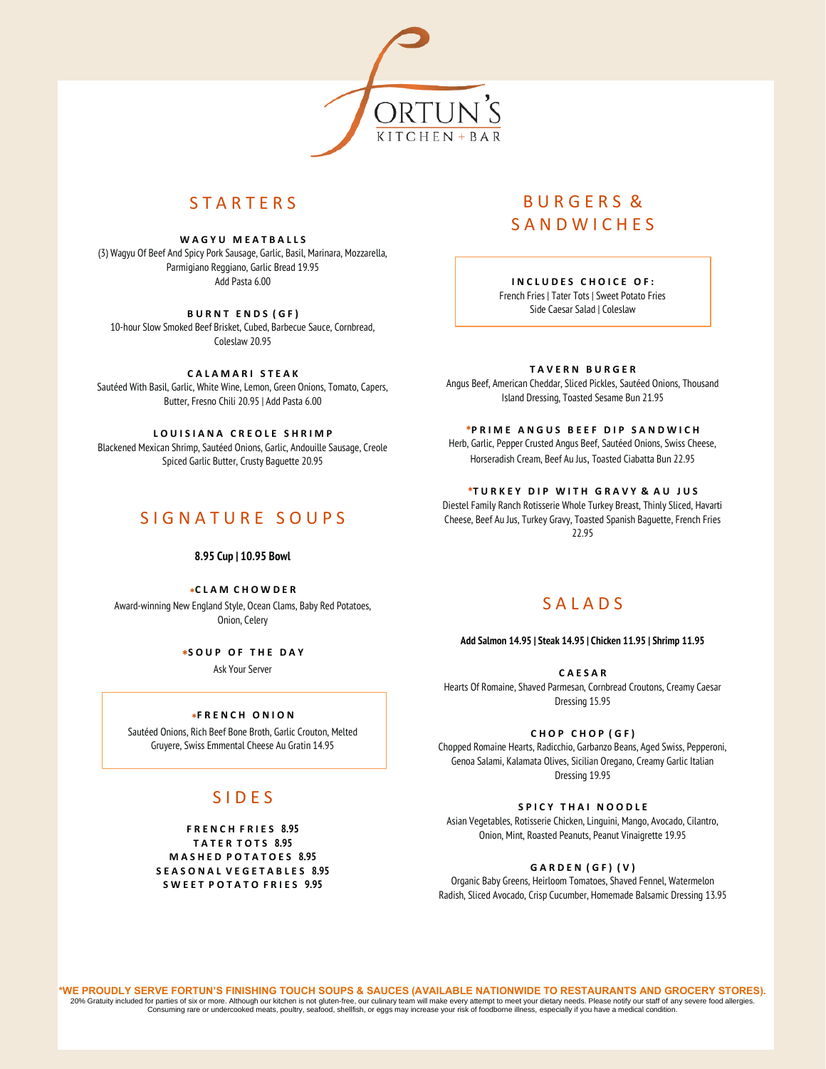# FORTUN'S
KITCHEN + BAR

## STARTERS

**WAGYU MEATBALLS**
(3) Wagyu Of Beef And Spicy Pork Sausage, Garlic, Basil, Marinara, Mozzarella, Parmigiano Reggiano, Garlic Bread 19.95
Add Pasta 6.00

**BURNT ENDS (GF)**
10-hour Slow Smoked Beef Brisket, Cubed, Barbecue Sauce, Cornbread, Coleslaw 20.95

**CALAMARI STEAK**
Sautéed With Basil, Garlic, White Wine, Lemon, Green Onions, Tomato, Capers, Butter, Fresno Chili 20.95 | Add Pasta 6.00

**LOUISIANA CREOLE SHRIMP**
Blackened Mexican Shrimp, Sautéed Onions, Garlic, Andouille Sausage, Creole Spiced Garlic Butter, Crusty Baguette 20.95

## SIGNATURE SOUPS

**8.95 Cup | 10.95 Bowl**

**\*CLAM CHOWDER**
Award-winning New England Style, Ocean Clams, Baby Red Potatoes, Onion, Celery

**\*SOUP OF THE DAY**
Ask Your Server

**\*FRENCH ONION**
Sautéed Onions, Rich Beef Bone Broth, Garlic Crouton, Melted Gruyere, Swiss Emmental Cheese Au Gratin 14.95

## SIDES

**FRENCH FRIES 8.95**
**TATER TOTS 8.95**
**MASHED POTATOES 8.95**
**SEASONAL VEGETABLES 8.95**
**SWEET POTATO FRIES 9.95**

## BURGERS & SANDWICHES

**INCLUDES CHOICE OF:**
French Fries | Tater Tots | Sweet Potato Fries
Side Caesar Salad | Coleslaw

**TAVERN BURGER**
Angus Beef, American Cheddar, Sliced Pickles, Sautéed Onions, Thousand Island Dressing, Toasted Sesame Bun 21.95

**\*PRIME ANGUS BEEF DIP SANDWICH**
Herb, Garlic, Pepper Crusted Angus Beef, Sautéed Onions, Swiss Cheese, Horseradish Cream, Beef Au Jus, Toasted Ciabatta Bun 22.95

**\*TURKEY DIP WITH GRAVY & AU JUS**
Diestel Family Ranch Rotisserie Whole Turkey Breast, Thinly Sliced, Havarti Cheese, Beef Au Jus, Turkey Gravy, Toasted Spanish Baguette, French Fries 22.95

## SALADS

**Add Salmon 14.95 | Steak 14.95 | Chicken 11.95 | Shrimp 11.95**

**CAESAR**
Hearts Of Romaine, Shaved Parmesan, Cornbread Croutons, Creamy Caesar Dressing 15.95

**CHOP CHOP (GF)**
Chopped Romaine Hearts, Radicchio, Garbanzo Beans, Aged Swiss, Pepperoni, Genoa Salami, Kalamata Olives, Sicilian Oregano, Creamy Garlic Italian Dressing 19.95

**SPICY THAI NOODLE**
Asian Vegetables, Rotisserie Chicken, Linguini, Mango, Avocado, Cilantro, Onion, Mint, Roasted Peanuts, Peanut Vinaigrette 19.95

**GARDEN (GF) (V)**
Organic Baby Greens, Heirloom Tomatoes, Shaved Fennel, Watermelon Radish, Sliced Avocado, Crisp Cucumber, Homemade Balsamic Dressing 13.95

**\*WE PROUDLY SERVE FORTUN'S FINISHING TOUCH SOUPS & SAUCES (AVAILABLE NATIONWIDE TO RESTAURANTS AND GROCERY STORES).**
20% Gratuity included for parties of six or more. Although our kitchen is not gluten-free, our culinary team will make every attempt to meet your dietary needs. Please notify our staff of any severe food allergies.
Consuming rare or undercooked meats, poultry, seafood, shellfish, or eggs may increase your risk of foodborne illness, especially if you have a medical condition.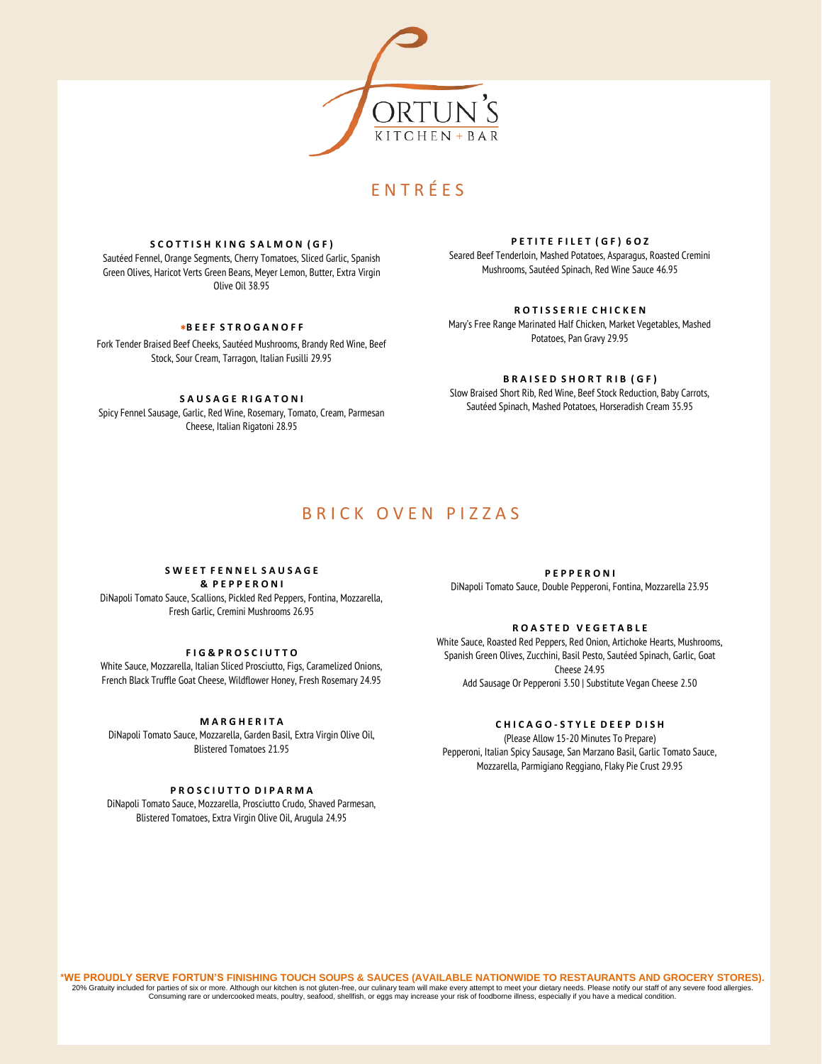FORTUN'S
KITCHEN + BAR

# ENTRÉES

### SCOTTISH KING SALMON (GF)

Sautéed Fennel, Orange Segments, Cherry Tomatoes, Sliced Garlic, Spanish Green Olives, Haricot Verts Green Beans, Meyer Lemon, Butter, Extra Virgin Olive Oil 38.95

### *BEEF STROGANOFF

Fork Tender Braised Beef Cheeks, Sautéed Mushrooms, Brandy Red Wine, Beef Stock, Sour Cream, Tarragon, Italian Fusilli 29.95

### SAUSAGE RIGATONI

Spicy Fennel Sausage, Garlic, Red Wine, Rosemary, Tomato, Cream, Parmesan Cheese, Italian Rigatoni 28.95

### PETITE FILET (GF) 6OZ

Seared Beef Tenderloin, Mashed Potatoes, Asparagus, Roasted Cremini Mushrooms, Sautéed Spinach, Red Wine Sauce 46.95

### ROTISSERIE CHICKEN

Mary's Free Range Marinated Half Chicken, Market Vegetables, Mashed Potatoes, Pan Gravy 29.95

### BRAISED SHORT RIB (GF)

Slow Braised Short Rib, Red Wine, Beef Stock Reduction, Baby Carrots, Sautéed Spinach, Mashed Potatoes, Horseradish Cream 35.95

# BRICK OVEN PIZZAS

### SWEET FENNEL SAUSAGE & PEPPERONI

DiNapoli Tomato Sauce, Scallions, Pickled Red Peppers, Fontina, Mozzarella, Fresh Garlic, Cremini Mushrooms 26.95

### FIG & PROSCIUTTO

White Sauce, Mozzarella, Italian Sliced Prosciutto, Figs, Caramelized Onions, French Black Truffle Goat Cheese, Wildflower Honey, Fresh Rosemary 24.95

### MARGHERITA

DiNapoli Tomato Sauce, Mozzarella, Garden Basil, Extra Virgin Olive Oil, Blistered Tomatoes 21.95

### PROSCIUTTO DIPARMA

DiNapoli Tomato Sauce, Mozzarella, Prosciutto Crudo, Shaved Parmesan, Blistered Tomatoes, Extra Virgin Olive Oil, Arugula 24.95

### PEPPERONI

DiNapoli Tomato Sauce, Double Pepperoni, Fontina, Mozzarella 23.95

### ROASTED VEGETABLE

White Sauce, Roasted Red Peppers, Red Onion, Artichoke Hearts, Mushrooms, Spanish Green Olives, Zucchini, Basil Pesto, Sautéed Spinach, Garlic, Goat Cheese 24.95

Add Sausage Or Pepperoni 3.50 | Substitute Vegan Cheese 2.50

### CHICAGO-STYLE DEEP DISH

(Please Allow 15-20 Minutes To Prepare)

Pepperoni, Italian Spicy Sausage, San Marzano Basil, Garlic Tomato Sauce, Mozzarella, Parmigiano Reggiano, Flaky Pie Crust 29.95

**\*WE PROUDLY SERVE FORTUN'S FINISHING TOUCH SOUPS & SAUCES (AVAILABLE NATIONWIDE TO RESTAURANTS AND GROCERY STORES).**

20% Gratuity included for parties of six or more. Although our kitchen is not gluten-free, our culinary team will make every attempt to meet your dietary needs. Please notify our staff of any severe food allergies. Consuming rare or undercooked meats, poultry, seafood, shellfish, or eggs may increase your risk of foodborne illness, especially if you have a medical condition.